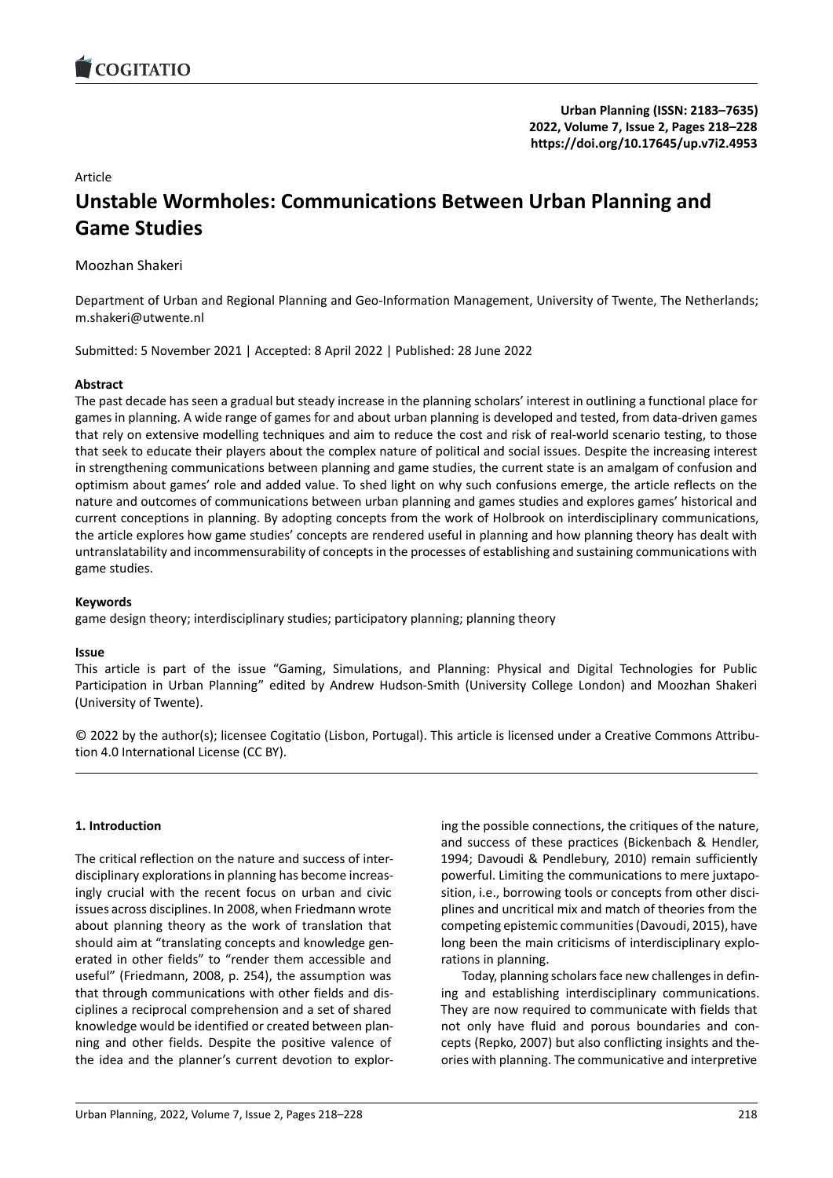Article

# Unstable Wormholes: Communications Between Urban Planning and Game Studies

Moozhan Shakeri

Department of Urban and Regional Planning and Geo-Information Management, University of Twente, The Netherlands; m.shakeri@utwente.nl

Submitted: 5 November 2021 | Accepted: 8 April 2022 | Published: 28 June 2022

**Abstract**

The past decade has seen a gradual but steady increase in the planning scholars' interest in outlining a functional place for games in planning. A wide range of games for and about urban planning is developed and tested, from data-driven games that rely on extensive modelling techniques and aim to reduce the cost and risk of real-world scenario testing, to those that seek to educate their players about the complex nature of political and social issues. Despite the increasing interest in strengthening communications between planning and game studies, the current state is an amalgam of confusion and optimism about games' role and added value. To shed light on why such confusions emerge, the article reflects on the nature and outcomes of communications between urban planning and games studies and explores games' historical and current conceptions in planning. By adopting concepts from the work of Holbrook on interdisciplinary communications, the article explores how game studies' concepts are rendered useful in planning and how planning theory has dealt with untranslatability and incommensurability of concepts in the processes of establishing and sustaining communications with game studies.

**Keywords**

game design theory; interdisciplinary studies; participatory planning; planning theory

**Issue**

This article is part of the issue "Gaming, Simulations, and Planning: Physical and Digital Technologies for Public Participation in Urban Planning" edited by Andrew Hudson-Smith (University College London) and Moozhan Shakeri (University of Twente).

© 2022 by the author(s); licensee Cogitatio (Lisbon, Portugal). This article is licensed under a Creative Commons Attribution 4.0 International License (CC BY).

## 1. Introduction

The critical reflection on the nature and success of interdisciplinary explorations in planning has become increasingly crucial with the recent focus on urban and civic issues across disciplines. In 2008, when Friedmann wrote about planning theory as the work of translation that should aim at "translating concepts and knowledge generated in other fields" to "render them accessible and useful" (Friedmann, 2008, p. 254), the assumption was that through communications with other fields and disciplines a reciprocal comprehension and a set of shared knowledge would be identified or created between planning and other fields. Despite the positive valence of the idea and the planner's current devotion to exploring the possible connections, the critiques of the nature, and success of these practices (Bickenbach & Hendler, 1994; Davoudi & Pendlebury, 2010) remain sufficiently powerful. Limiting the communications to mere juxtaposition, i.e., borrowing tools or concepts from other disciplines and uncritical mix and match of theories from the competing epistemic communities (Davoudi, 2015), have long been the main criticisms of interdisciplinary explorations in planning.

Today, planning scholars face new challenges in defining and establishing interdisciplinary communications. They are now required to communicate with fields that not only have fluid and porous boundaries and concepts (Repko, 2007) but also conflicting insights and theories with planning. The communicative and interpretive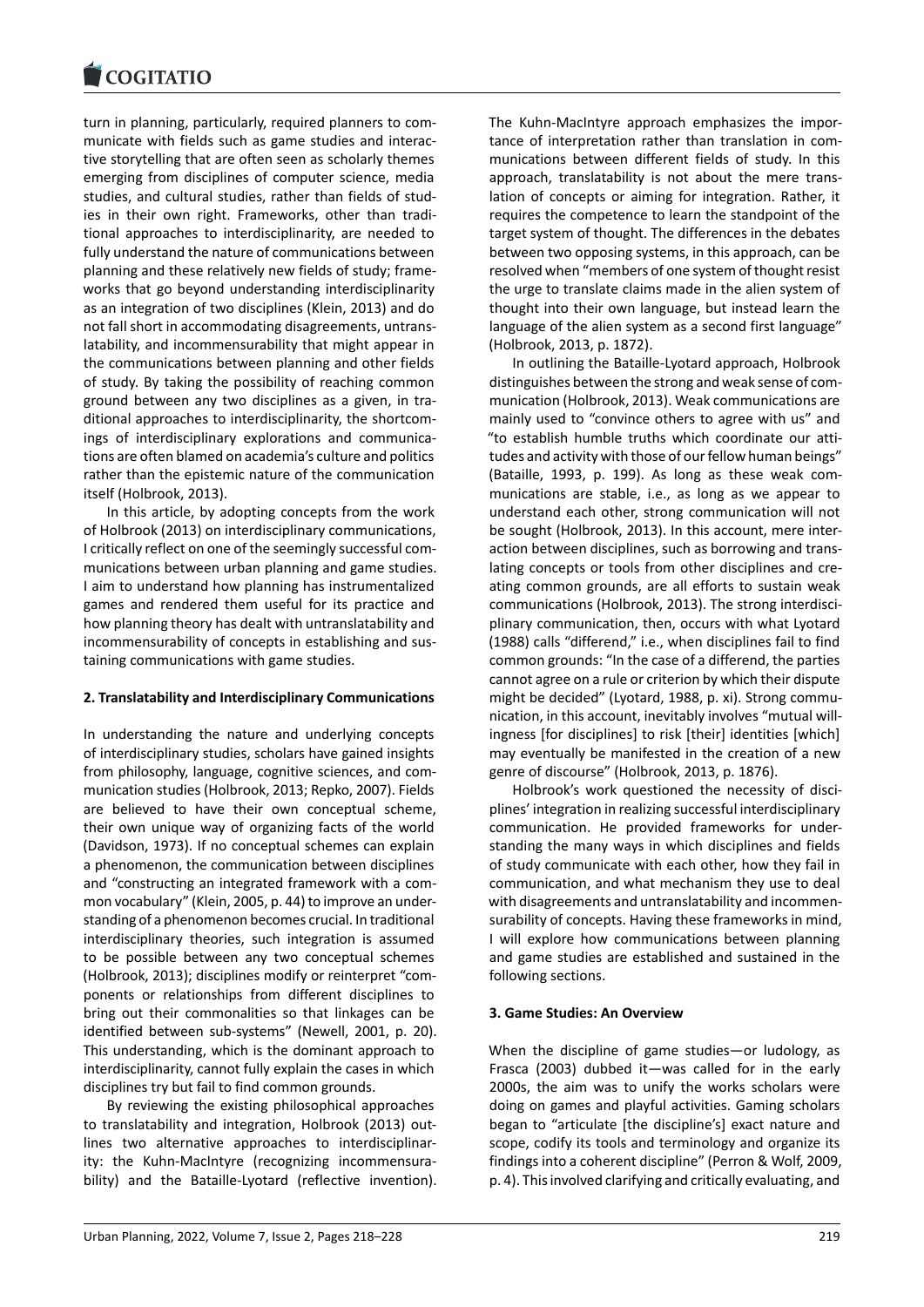turn in planning, particularly, required planners to communicate with fields such as game studies and interactive storytelling that are often seen as scholarly themes emerging from disciplines of computer science, media studies, and cultural studies, rather than fields of studies in their own right. Frameworks, other than traditional approaches to interdisciplinarity, are needed to fully understand the nature of communications between planning and these relatively new fields of study; frameworks that go beyond understanding interdisciplinarity as an integration of two disciplines (Klein, 2013) and do not fall short in accommodating disagreements, untranslatability, and incommensurability that might appear in the communications between planning and other fields of study. By taking the possibility of reaching common ground between any two disciplines as a given, in traditional approaches to interdisciplinarity, the shortcomings of interdisciplinary explorations and communications are often blamed on academia's culture and politics rather than the epistemic nature of the communication itself (Holbrook, 2013).

In this article, by adopting concepts from the work of Holbrook (2013) on interdisciplinary communications, I critically reflect on one of the seemingly successful communications between urban planning and game studies. I aim to understand how planning has instrumentalized games and rendered them useful for its practice and how planning theory has dealt with untranslatability and incommensurability of concepts in establishing and sustaining communications with game studies.

## 2. Translatability and Interdisciplinary Communications

In understanding the nature and underlying concepts of interdisciplinary studies, scholars have gained insights from philosophy, language, cognitive sciences, and communication studies (Holbrook, 2013; Repko, 2007). Fields are believed to have their own conceptual scheme, their own unique way of organizing facts of the world (Davidson, 1973). If no conceptual schemes can explain a phenomenon, the communication between disciplines and "constructing an integrated framework with a common vocabulary" (Klein, 2005, p. 44) to improve an understanding of a phenomenon becomes crucial. In traditional interdisciplinary theories, such integration is assumed to be possible between any two conceptual schemes (Holbrook, 2013); disciplines modify or reinterpret "components or relationships from different disciplines to bring out their commonalities so that linkages can be identified between sub-systems" (Newell, 2001, p. 20). This understanding, which is the dominant approach to interdisciplinarity, cannot fully explain the cases in which disciplines try but fail to find common grounds.

By reviewing the existing philosophical approaches to translatability and integration, Holbrook (2013) outlines two alternative approaches to interdisciplinarity: the Kuhn-MacIntyre (recognizing incommensurability) and the Bataille-Lyotard (reflective invention). The Kuhn-MacIntyre approach emphasizes the importance of interpretation rather than translation in communications between different fields of study. In this approach, translatability is not about the mere translation of concepts or aiming for integration. Rather, it requires the competence to learn the standpoint of the target system of thought. The differences in the debates between two opposing systems, in this approach, can be resolved when "members of one system of thought resist the urge to translate claims made in the alien system of thought into their own language, but instead learn the language of the alien system as a second first language" (Holbrook, 2013, p. 1872).

In outlining the Bataille-Lyotard approach, Holbrook distinguishes between the strong and weak sense of communication (Holbrook, 2013). Weak communications are mainly used to "convince others to agree with us" and "to establish humble truths which coordinate our attitudes and activity with those of our fellow human beings" (Bataille, 1993, p. 199). As long as these weak communications are stable, i.e., as long as we appear to understand each other, strong communication will not be sought (Holbrook, 2013). In this account, mere interaction between disciplines, such as borrowing and translating concepts or tools from other disciplines and creating common grounds, are all efforts to sustain weak communications (Holbrook, 2013). The strong interdisciplinary communication, then, occurs with what Lyotard (1988) calls "differend," i.e., when disciplines fail to find common grounds: "In the case of a differend, the parties cannot agree on a rule or criterion by which their dispute might be decided" (Lyotard, 1988, p. xi). Strong communication, in this account, inevitably involves "mutual willingness [for disciplines] to risk [their] identities [which] may eventually be manifested in the creation of a new genre of discourse" (Holbrook, 2013, p. 1876).

Holbrook's work questioned the necessity of disciplines' integration in realizing successful interdisciplinary communication. He provided frameworks for understanding the many ways in which disciplines and fields of study communicate with each other, how they fail in communication, and what mechanism they use to deal with disagreements and untranslatability and incommensurability of concepts. Having these frameworks in mind, I will explore how communications between planning and game studies are established and sustained in the following sections.

## 3. Game Studies: An Overview

When the discipline of game studies—or ludology, as Frasca (2003) dubbed it—was called for in the early 2000s, the aim was to unify the works scholars were doing on games and playful activities. Gaming scholars began to "articulate [the discipline's] exact nature and scope, codify its tools and terminology and organize its findings into a coherent discipline" (Perron & Wolf, 2009, p. 4). This involved clarifying and critically evaluating, and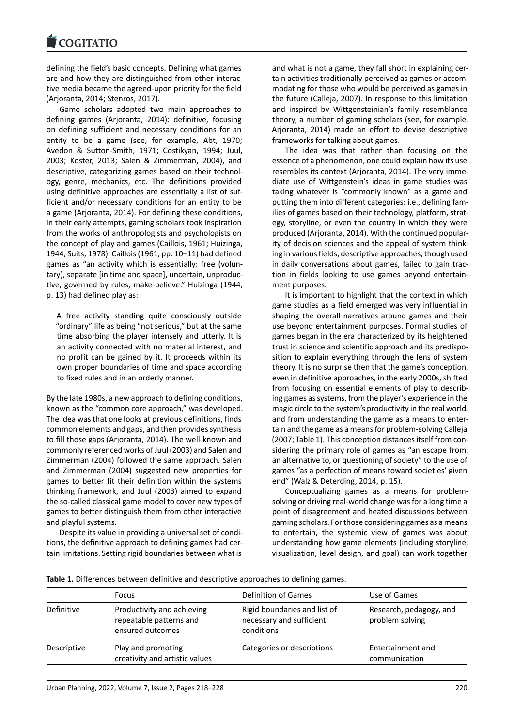defining the field's basic concepts. Defining what games are and how they are distinguished from other interactive media became the agreed-upon priority for the field (Arjoranta, 2014; Stenros, 2017).

Game scholars adopted two main approaches to defining games (Arjoranta, 2014): definitive, focusing on defining sufficient and necessary conditions for an entity to be a game (see, for example, Abt, 1970; Avedon & Sutton-Smith, 1971; Costikyan, 1994; Juul, 2003; Koster, 2013; Salen & Zimmerman, 2004), and descriptive, categorizing games based on their technology, genre, mechanics, etc. The definitions provided using definitive approaches are essentially a list of sufficient and/or necessary conditions for an entity to be a game (Arjoranta, 2014). For defining these conditions, in their early attempts, gaming scholars took inspiration from the works of anthropologists and psychologists on the concept of play and games (Caillois, 1961; Huizinga, 1944; Suits, 1978). Caillois (1961, pp. 10–11) had defined games as "an activity which is essentially: free (voluntary), separate [in time and space], uncertain, unproductive, governed by rules, make-believe." Huizinga (1944, p. 13) had defined play as:

> A free activity standing quite consciously outside "ordinary" life as being "not serious," but at the same time absorbing the player intensely and utterly. It is an activity connected with no material interest, and no profit can be gained by it. It proceeds within its own proper boundaries of time and space according to fixed rules and in an orderly manner.

By the late 1980s, a new approach to defining conditions, known as the "common core approach," was developed. The idea was that one looks at previous definitions, finds common elements and gaps, and then provides synthesis to fill those gaps (Arjoranta, 2014). The well-known and commonly referenced works of Juul (2003) and Salen and Zimmerman (2004) followed the same approach. Salen and Zimmerman (2004) suggested new properties for games to better fit their definition within the systems thinking framework, and Juul (2003) aimed to expand the so-called classical game model to cover new types of games to better distinguish them from other interactive and playful systems.

Despite its value in providing a universal set of conditions, the definitive approach to defining games had certain limitations. Setting rigid boundaries between what is and what is not a game, they fall short in explaining certain activities traditionally perceived as games or accommodating for those who would be perceived as games in the future (Calleja, 2007). In response to this limitation and inspired by Wittgensteinian's family resemblance theory, a number of gaming scholars (see, for example, Arjoranta, 2014) made an effort to devise descriptive frameworks for talking about games.

The idea was that rather than focusing on the essence of a phenomenon, one could explain how its use resembles its context (Arjoranta, 2014). The very immediate use of Wittgenstein's ideas in game studies was taking whatever is "commonly known" as a game and putting them into different categories; i.e., defining families of games based on their technology, platform, strategy, storyline, or even the country in which they were produced (Arjoranta, 2014). With the continued popularity of decision sciences and the appeal of system thinking in various fields, descriptive approaches, though used in daily conversations about games, failed to gain traction in fields looking to use games beyond entertainment purposes.

It is important to highlight that the context in which game studies as a field emerged was very influential in shaping the overall narratives around games and their use beyond entertainment purposes. Formal studies of games began in the era characterized by its heightened trust in science and scientific approach and its predisposition to explain everything through the lens of system theory. It is no surprise then that the game's conception, even in definitive approaches, in the early 2000s, shifted from focusing on essential elements of play to describing games as systems, from the player's experience in the magic circle to the system's productivity in the real world, and from understanding the game as a means to entertain and the game as a means for problem-solving Calleja (2007; Table 1). This conception distances itself from considering the primary role of games as "an escape from, an alternative to, or questioning of society" to the use of games "as a perfection of means toward societies' given end" (Walz & Deterding, 2014, p. 15).

Conceptualizing games as a means for problem-solving or driving real-world change was for a long time a point of disagreement and heated discussions between gaming scholars. For those considering games as a means to entertain, the systemic view of games was about understanding how game elements (including storyline, visualization, level design, and goal) can work together

**Table 1.** Differences between definitive and descriptive approaches to defining games.

| | Focus | Definition of Games | Use of Games |
|---|---|---|---|
| Definitive | Productivity and achieving repeatable patterns and ensured outcomes | Rigid boundaries and list of necessary and sufficient conditions | Research, pedagogy, and problem solving |
| Descriptive | Play and promoting creativity and artistic values | Categories or descriptions | Entertainment and communication |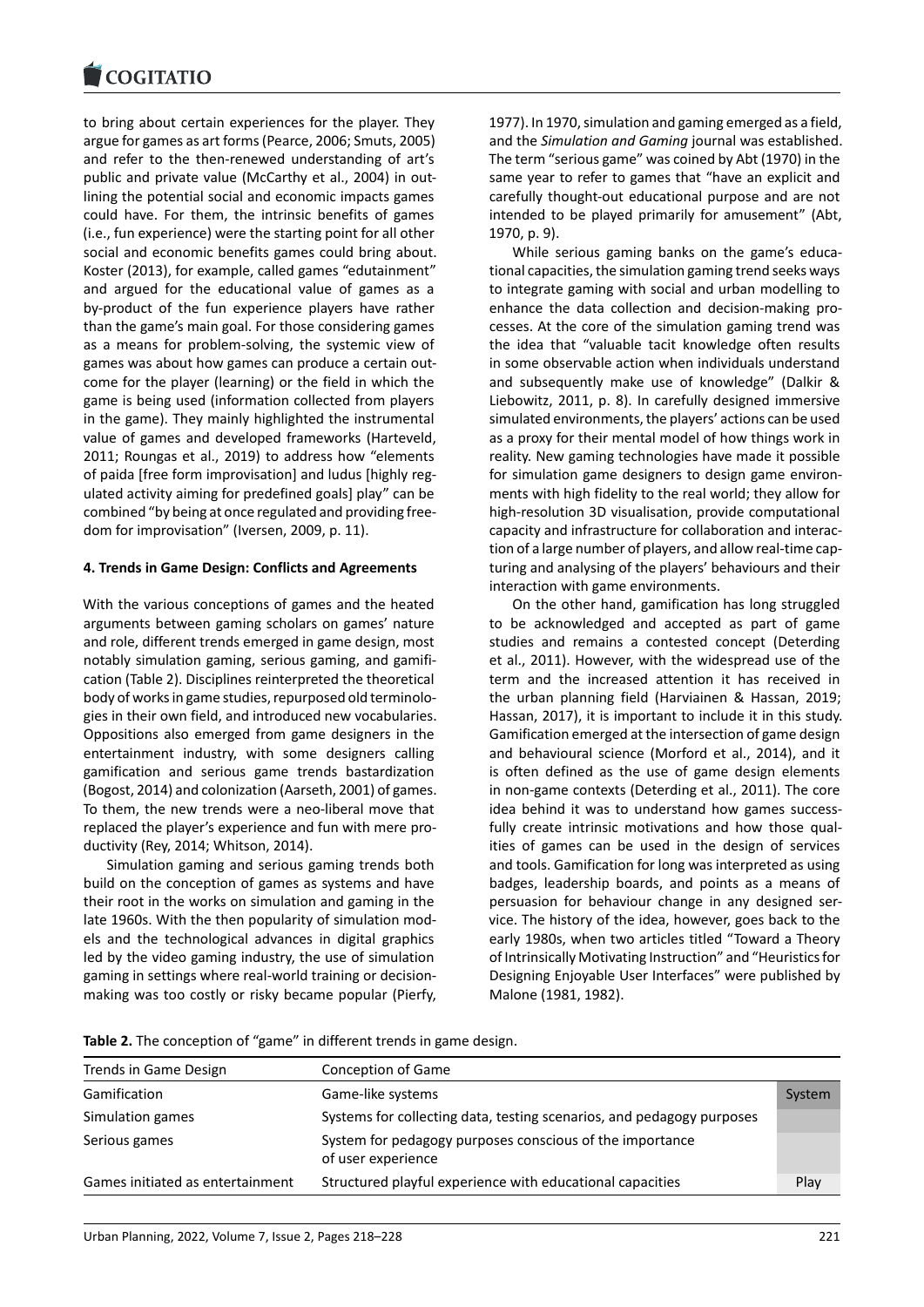to bring about certain experiences for the player. They argue for games as art forms (Pearce, 2006; Smuts, 2005) and refer to the then-renewed understanding of art's public and private value (McCarthy et al., 2004) in outlining the potential social and economic impacts games could have. For them, the intrinsic benefits of games (i.e., fun experience) were the starting point for all other social and economic benefits games could bring about. Koster (2013), for example, called games "edutainment" and argued for the educational value of games as a by-product of the fun experience players have rather than the game's main goal. For those considering games as a means for problem-solving, the systemic view of games was about how games can produce a certain outcome for the player (learning) or the field in which the game is being used (information collected from players in the game). They mainly highlighted the instrumental value of games and developed frameworks (Harteveld, 2011; Roungas et al., 2019) to address how "elements of paida [free form improvisation] and ludus [highly regulated activity aiming for predefined goals] play" can be combined "by being at once regulated and providing freedom for improvisation" (Iversen, 2009, p. 11).

**4. Trends in Game Design: Conflicts and Agreements**

With the various conceptions of games and the heated arguments between gaming scholars on games' nature and role, different trends emerged in game design, most notably simulation gaming, serious gaming, and gamification (Table 2). Disciplines reinterpreted the theoretical body of works in game studies, repurposed old terminologies in their own field, and introduced new vocabularies. Oppositions also emerged from game designers in the entertainment industry, with some designers calling gamification and serious game trends bastardization (Bogost, 2014) and colonization (Aarseth, 2001) of games. To them, the new trends were a neo-liberal move that replaced the player's experience and fun with mere productivity (Rey, 2014; Whitson, 2014).

Simulation gaming and serious gaming trends both build on the conception of games as systems and have their root in the works on simulation and gaming in the late 1960s. With the then popularity of simulation models and the technological advances in digital graphics led by the video gaming industry, the use of simulation gaming in settings where real-world training or decision-making was too costly or risky became popular (Pierfy, 1977). In 1970, simulation and gaming emerged as a field, and the *Simulation and Gaming* journal was established. The term "serious game" was coined by Abt (1970) in the same year to refer to games that "have an explicit and carefully thought-out educational purpose and are not intended to be played primarily for amusement" (Abt, 1970, p. 9).

While serious gaming banks on the game's educational capacities, the simulation gaming trend seeks ways to integrate gaming with social and urban modelling to enhance the data collection and decision-making processes. At the core of the simulation gaming trend was the idea that "valuable tacit knowledge often results in some observable action when individuals understand and subsequently make use of knowledge" (Dalkir & Liebowitz, 2011, p. 8). In carefully designed immersive simulated environments, the players' actions can be used as a proxy for their mental model of how things work in reality. New gaming technologies have made it possible for simulation game designers to design game environments with high fidelity to the real world; they allow for high-resolution 3D visualisation, provide computational capacity and infrastructure for collaboration and interaction of a large number of players, and allow real-time capturing and analysing of the players' behaviours and their interaction with game environments.

On the other hand, gamification has long struggled to be acknowledged and accepted as part of game studies and remains a contested concept (Deterding et al., 2011). However, with the widespread use of the term and the increased attention it has received in the urban planning field (Harviainen & Hassan, 2019; Hassan, 2017), it is important to include it in this study. Gamification emerged at the intersection of game design and behavioural science (Morford et al., 2014), and it is often defined as the use of game design elements in non-game contexts (Deterding et al., 2011). The core idea behind it was to understand how games successfully create intrinsic motivations and how those qualities of games can be used in the design of services and tools. Gamification for long was interpreted as using badges, leadership boards, and points as a means of persuasion for behaviour change in any designed service. The history of the idea, however, goes back to the early 1980s, when two articles titled "Toward a Theory of Intrinsically Motivating Instruction" and "Heuristics for Designing Enjoyable User Interfaces" were published by Malone (1981, 1982).

**Table 2.** The conception of "game" in different trends in game design.

| Trends in Game Design | Conception of Game | |
|---|---|---|
| Gamification | Game-like systems | System |
| Simulation games | Systems for collecting data, testing scenarios, and pedagogy purposes | |
| Serious games | System for pedagogy purposes conscious of the importance of user experience | |
| Games initiated as entertainment | Structured playful experience with educational capacities | Play |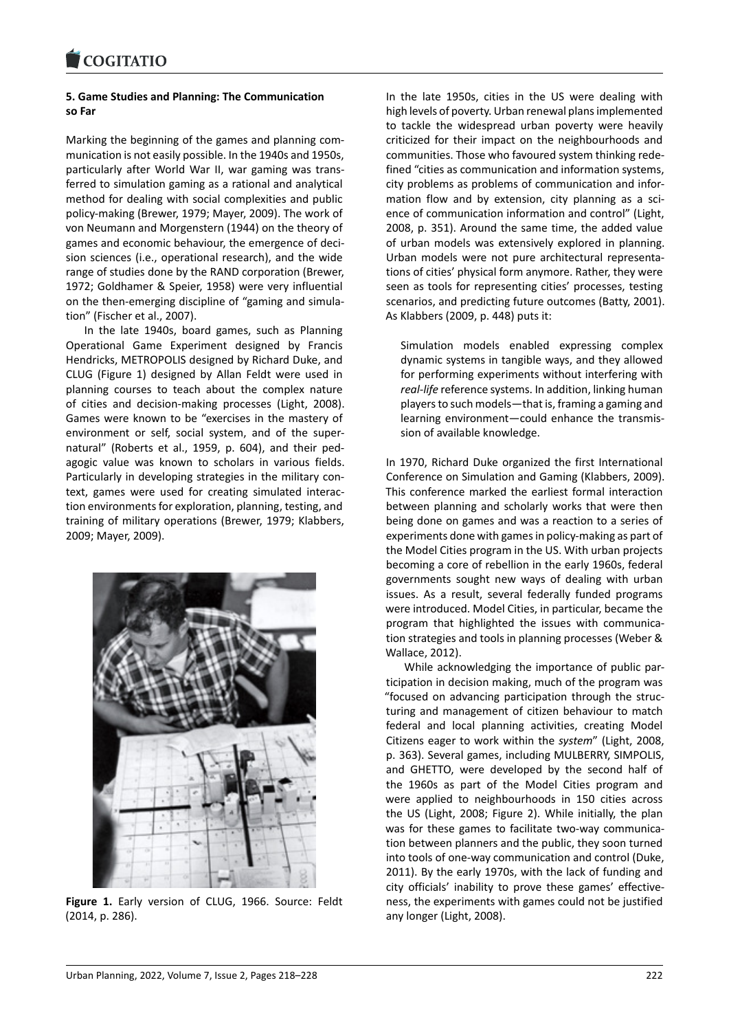### 5. Game Studies and Planning: The Communication so Far

Marking the beginning of the games and planning communication is not easily possible. In the 1940s and 1950s, particularly after World War II, war gaming was transferred to simulation gaming as a rational and analytical method for dealing with social complexities and public policy-making (Brewer, 1979; Mayer, 2009). The work of von Neumann and Morgenstern (1944) on the theory of games and economic behaviour, the emergence of decision sciences (i.e., operational research), and the wide range of studies done by the RAND corporation (Brewer, 1972; Goldhamer & Speier, 1958) were very influential on the then-emerging discipline of "gaming and simulation" (Fischer et al., 2007).

In the late 1940s, board games, such as Planning Operational Game Experiment designed by Francis Hendricks, METROPOLIS designed by Richard Duke, and CLUG (Figure 1) designed by Allan Feldt were used in planning courses to teach about the complex nature of cities and decision-making processes (Light, 2008). Games were known to be "exercises in the mastery of environment or self, social system, and of the supernatural" (Roberts et al., 1959, p. 604), and their pedagogic value was known to scholars in various fields. Particularly in developing strategies in the military context, games were used for creating simulated interaction environments for exploration, planning, testing, and training of military operations (Brewer, 1979; Klabbers, 2009; Mayer, 2009).

**Figure 1.** Early version of CLUG, 1966. Source: Feldt (2014, p. 286).

In the late 1950s, cities in the US were dealing with high levels of poverty. Urban renewal plans implemented to tackle the widespread urban poverty were heavily criticized for their impact on the neighbourhoods and communities. Those who favoured system thinking redefined "cities as communication and information systems, city problems as problems of communication and information flow and by extension, city planning as a science of communication information and control" (Light, 2008, p. 351). Around the same time, the added value of urban models was extensively explored in planning. Urban models were not pure architectural representations of cities' physical form anymore. Rather, they were seen as tools for representing cities' processes, testing scenarios, and predicting future outcomes (Batty, 2001). As Klabbers (2009, p. 448) puts it:

> Simulation models enabled expressing complex dynamic systems in tangible ways, and they allowed for performing experiments without interfering with *real-life* reference systems. In addition, linking human players to such models—that is, framing a gaming and learning environment—could enhance the transmission of available knowledge.

In 1970, Richard Duke organized the first International Conference on Simulation and Gaming (Klabbers, 2009). This conference marked the earliest formal interaction between planning and scholarly works that were then being done on games and was a reaction to a series of experiments done with games in policy-making as part of the Model Cities program in the US. With urban projects becoming a core of rebellion in the early 1960s, federal governments sought new ways of dealing with urban issues. As a result, several federally funded programs were introduced. Model Cities, in particular, became the program that highlighted the issues with communication strategies and tools in planning processes (Weber & Wallace, 2012).

While acknowledging the importance of public participation in decision making, much of the program was "focused on advancing participation through the structuring and management of citizen behaviour to match federal and local planning activities, creating Model Citizens eager to work within the *system*" (Light, 2008, p. 363). Several games, including MULBERRY, SIMPOLIS, and GHETTO, were developed by the second half of the 1960s as part of the Model Cities program and were applied to neighbourhoods in 150 cities across the US (Light, 2008; Figure 2). While initially, the plan was for these games to facilitate two-way communication between planners and the public, they soon turned into tools of one-way communication and control (Duke, 2011). By the early 1970s, with the lack of funding and city officials' inability to prove these games' effectiveness, the experiments with games could not be justified any longer (Light, 2008).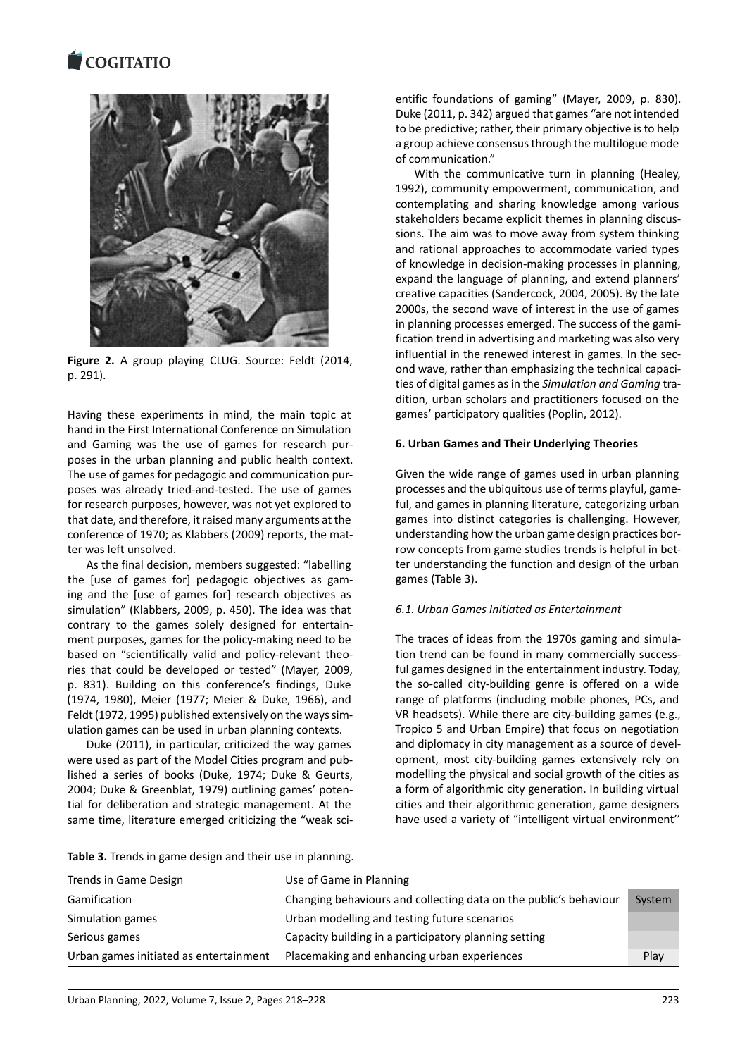Figure 2. A group playing CLUG. Source: Feldt (2014, p. 291).

Having these experiments in mind, the main topic at hand in the First International Conference on Simulation and Gaming was the use of games for research purposes in the urban planning and public health context. The use of games for pedagogic and communication purposes was already tried-and-tested. The use of games for research purposes, however, was not yet explored to that date, and therefore, it raised many arguments at the conference of 1970; as Klabbers (2009) reports, the matter was left unsolved.

As the final decision, members suggested: "labelling the [use of games for] pedagogic objectives as gaming and the [use of games for] research objectives as simulation" (Klabbers, 2009, p. 450). The idea was that contrary to the games solely designed for entertainment purposes, games for the policy-making need to be based on "scientifically valid and policy-relevant theories that could be developed or tested" (Mayer, 2009, p. 831). Building on this conference's findings, Duke (1974, 1980), Meier (1977; Meier & Duke, 1966), and Feldt (1972, 1995) published extensively on the ways simulation games can be used in urban planning contexts.

Duke (2011), in particular, criticized the way games were used as part of the Model Cities program and published a series of books (Duke, 1974; Duke & Geurts, 2004; Duke & Greenblat, 1979) outlining games' potential for deliberation and strategic management. At the same time, literature emerged criticizing the "weak scientific foundations of gaming" (Mayer, 2009, p. 830). Duke (2011, p. 342) argued that games "are not intended to be predictive; rather, their primary objective is to help a group achieve consensus through the multilogue mode of communication."

With the communicative turn in planning (Healey, 1992), community empowerment, communication, and contemplating and sharing knowledge among various stakeholders became explicit themes in planning discussions. The aim was to move away from system thinking and rational approaches to accommodate varied types of knowledge in decision-making processes in planning, expand the language of planning, and extend planners' creative capacities (Sandercock, 2004, 2005). By the late 2000s, the second wave of interest in the use of games in planning processes emerged. The success of the gamification trend in advertising and marketing was also very influential in the renewed interest in games. In the second wave, rather than emphasizing the technical capacities of digital games as in the *Simulation and Gaming* tradition, urban scholars and practitioners focused on the games' participatory qualities (Poplin, 2012).

## 6. Urban Games and Their Underlying Theories

Given the wide range of games used in urban planning processes and the ubiquitous use of terms playful, gameful, and games in planning literature, categorizing urban games into distinct categories is challenging. However, understanding how the urban game design practices borrow concepts from game studies trends is helpful in better understanding the function and design of the urban games (Table 3).

### *6.1. Urban Games Initiated as Entertainment*

The traces of ideas from the 1970s gaming and simulation trend can be found in many commercially successful games designed in the entertainment industry. Today, the so-called city-building genre is offered on a wide range of platforms (including mobile phones, PCs, and VR headsets). While there are city-building games (e.g., Tropico 5 and Urban Empire) that focus on negotiation and diplomacy in city management as a source of development, most city-building games extensively rely on modelling the physical and social growth of the cities as a form of algorithmic city generation. In building virtual cities and their algorithmic generation, game designers have used a variety of "intelligent virtual environment''

**Table 3.** Trends in game design and their use in planning.

| Trends in Game Design | Use of Game in Planning | |
|---|---|---|
| Gamification | Changing behaviours and collecting data on the public's behaviour | System |
| Simulation games | Urban modelling and testing future scenarios | |
| Serious games | Capacity building in a participatory planning setting | |
| Urban games initiated as entertainment | Placemaking and enhancing urban experiences | Play |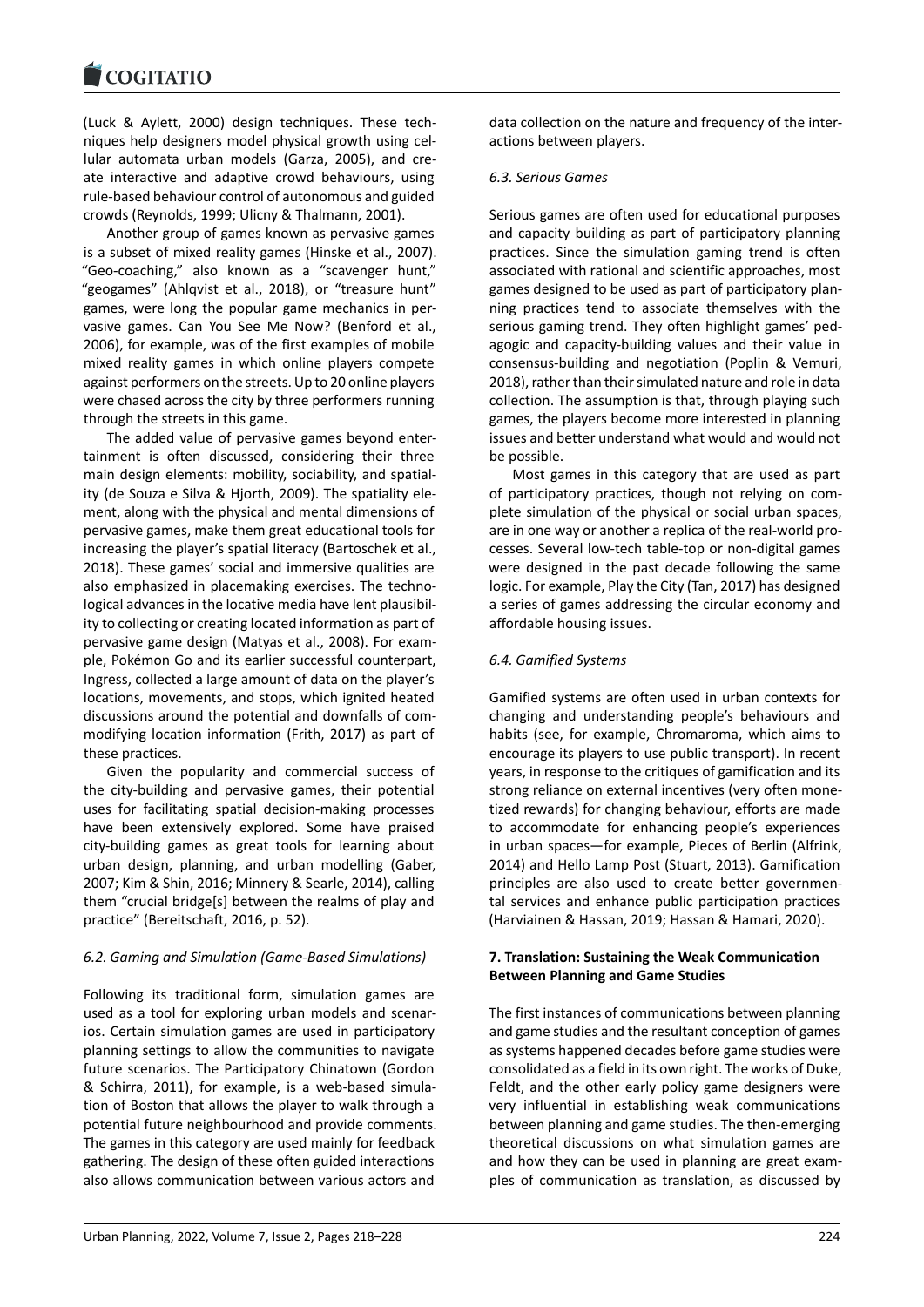(Luck & Aylett, 2000) design techniques. These techniques help designers model physical growth using cellular automata urban models (Garza, 2005), and create interactive and adaptive crowd behaviours, using rule-based behaviour control of autonomous and guided crowds (Reynolds, 1999; Ulicny & Thalmann, 2001).

Another group of games known as pervasive games is a subset of mixed reality games (Hinske et al., 2007). "Geo-coaching," also known as a "scavenger hunt," "geogames" (Ahlqvist et al., 2018), or "treasure hunt" games, were long the popular game mechanics in pervasive games. Can You See Me Now? (Benford et al., 2006), for example, was of the first examples of mobile mixed reality games in which online players compete against performers on the streets. Up to 20 online players were chased across the city by three performers running through the streets in this game.

The added value of pervasive games beyond entertainment is often discussed, considering their three main design elements: mobility, sociability, and spatiality (de Souza e Silva & Hjorth, 2009). The spatiality element, along with the physical and mental dimensions of pervasive games, make them great educational tools for increasing the player's spatial literacy (Bartoschek et al., 2018). These games' social and immersive qualities are also emphasized in placemaking exercises. The technological advances in the locative media have lent plausibility to collecting or creating located information as part of pervasive game design (Matyas et al., 2008). For example, Pokémon Go and its earlier successful counterpart, Ingress, collected a large amount of data on the player's locations, movements, and stops, which ignited heated discussions around the potential and downfalls of commodifying location information (Frith, 2017) as part of these practices.

Given the popularity and commercial success of the city-building and pervasive games, their potential uses for facilitating spatial decision-making processes have been extensively explored. Some have praised city-building games as great tools for learning about urban design, planning, and urban modelling (Gaber, 2007; Kim & Shin, 2016; Minnery & Searle, 2014), calling them "crucial bridge[s] between the realms of play and practice" (Bereitschaft, 2016, p. 52).

### *6.2. Gaming and Simulation (Game-Based Simulations)*

Following its traditional form, simulation games are used as a tool for exploring urban models and scenarios. Certain simulation games are used in participatory planning settings to allow the communities to navigate future scenarios. The Participatory Chinatown (Gordon & Schirra, 2011), for example, is a web-based simulation of Boston that allows the player to walk through a potential future neighbourhood and provide comments. The games in this category are used mainly for feedback gathering. The design of these often guided interactions also allows communication between various actors and data collection on the nature and frequency of the interactions between players.

### *6.3. Serious Games*

Serious games are often used for educational purposes and capacity building as part of participatory planning practices. Since the simulation gaming trend is often associated with rational and scientific approaches, most games designed to be used as part of participatory planning practices tend to associate themselves with the serious gaming trend. They often highlight games' pedagogic and capacity-building values and their value in consensus-building and negotiation (Poplin & Vemuri, 2018), rather than their simulated nature and role in data collection. The assumption is that, through playing such games, the players become more interested in planning issues and better understand what would and would not be possible.

Most games in this category that are used as part of participatory practices, though not relying on complete simulation of the physical or social urban spaces, are in one way or another a replica of the real-world processes. Several low-tech table-top or non-digital games were designed in the past decade following the same logic. For example, Play the City (Tan, 2017) has designed a series of games addressing the circular economy and affordable housing issues.

### *6.4. Gamified Systems*

Gamified systems are often used in urban contexts for changing and understanding people's behaviours and habits (see, for example, Chromaroma, which aims to encourage its players to use public transport). In recent years, in response to the critiques of gamification and its strong reliance on external incentives (very often monetized rewards) for changing behaviour, efforts are made to accommodate for enhancing people's experiences in urban spaces—for example, Pieces of Berlin (Alfrink, 2014) and Hello Lamp Post (Stuart, 2013). Gamification principles are also used to create better governmental services and enhance public participation practices (Harviainen & Hassan, 2019; Hassan & Hamari, 2020).

## **7. Translation: Sustaining the Weak Communication Between Planning and Game Studies**

The first instances of communications between planning and game studies and the resultant conception of games as systems happened decades before game studies were consolidated as a field in its own right. The works of Duke, Feldt, and the other early policy game designers were very influential in establishing weak communications between planning and game studies. The then-emerging theoretical discussions on what simulation games are and how they can be used in planning are great examples of communication as translation, as discussed by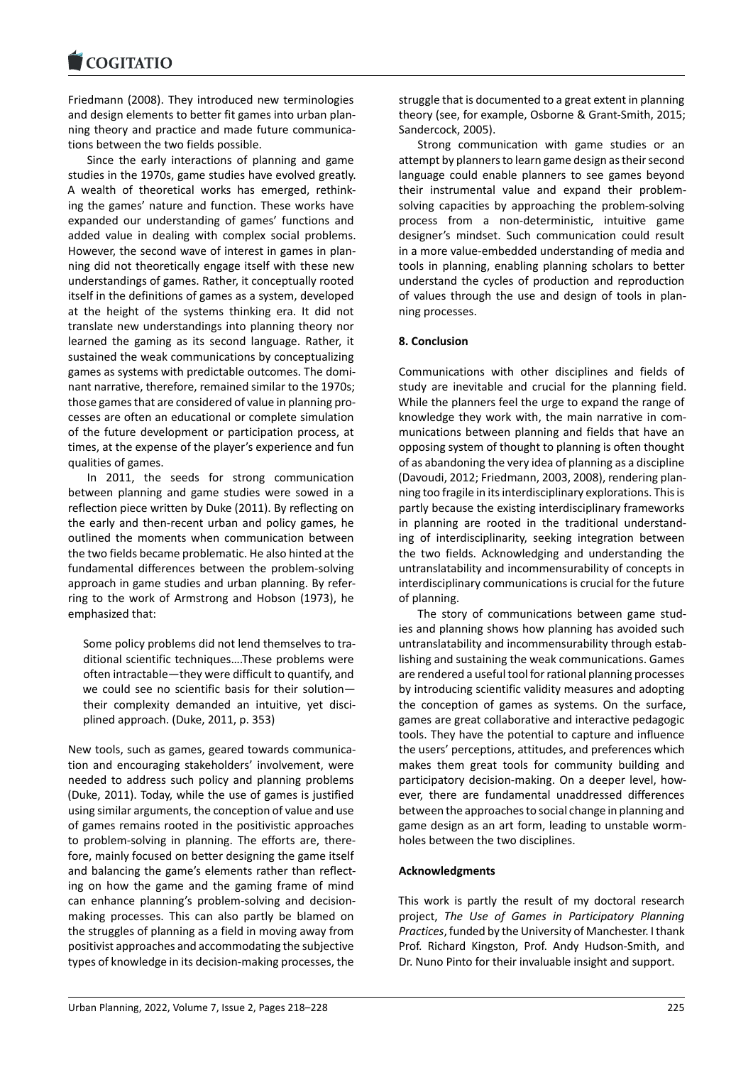Friedmann (2008). They introduced new terminologies and design elements to better fit games into urban planning theory and practice and made future communications between the two fields possible.

Since the early interactions of planning and game studies in the 1970s, game studies have evolved greatly. A wealth of theoretical works has emerged, rethinking the games' nature and function. These works have expanded our understanding of games' functions and added value in dealing with complex social problems. However, the second wave of interest in games in planning did not theoretically engage itself with these new understandings of games. Rather, it conceptually rooted itself in the definitions of games as a system, developed at the height of the systems thinking era. It did not translate new understandings into planning theory nor learned the gaming as its second language. Rather, it sustained the weak communications by conceptualizing games as systems with predictable outcomes. The dominant narrative, therefore, remained similar to the 1970s; those games that are considered of value in planning processes are often an educational or complete simulation of the future development or participation process, at times, at the expense of the player's experience and fun qualities of games.

In 2011, the seeds for strong communication between planning and game studies were sowed in a reflection piece written by Duke (2011). By reflecting on the early and then-recent urban and policy games, he outlined the moments when communication between the two fields became problematic. He also hinted at the fundamental differences between the problem-solving approach in game studies and urban planning. By referring to the work of Armstrong and Hobson (1973), he emphasized that:

> Some policy problems did not lend themselves to traditional scientific techniques….These problems were often intractable—they were difficult to quantify, and we could see no scientific basis for their solution—their complexity demanded an intuitive, yet disciplined approach. (Duke, 2011, p. 353)

New tools, such as games, geared towards communication and encouraging stakeholders' involvement, were needed to address such policy and planning problems (Duke, 2011). Today, while the use of games is justified using similar arguments, the conception of value and use of games remains rooted in the positivistic approaches to problem-solving in planning. The efforts are, therefore, mainly focused on better designing the game itself and balancing the game's elements rather than reflecting on how the game and the gaming frame of mind can enhance planning's problem-solving and decision-making processes. This can also partly be blamed on the struggles of planning as a field in moving away from positivist approaches and accommodating the subjective types of knowledge in its decision-making processes, the struggle that is documented to a great extent in planning theory (see, for example, Osborne & Grant-Smith, 2015; Sandercock, 2005).

Strong communication with game studies or an attempt by planners to learn game design as their second language could enable planners to see games beyond their instrumental value and expand their problem-solving capacities by approaching the problem-solving process from a non-deterministic, intuitive game designer's mindset. Such communication could result in a more value-embedded understanding of media and tools in planning, enabling planning scholars to better understand the cycles of production and reproduction of values through the use and design of tools in planning processes.

## 8. Conclusion

Communications with other disciplines and fields of study are inevitable and crucial for the planning field. While the planners feel the urge to expand the range of knowledge they work with, the main narrative in communications between planning and fields that have an opposing system of thought to planning is often thought of as abandoning the very idea of planning as a discipline (Davoudi, 2012; Friedmann, 2003, 2008), rendering planning too fragile in its interdisciplinary explorations. This is partly because the existing interdisciplinary frameworks in planning are rooted in the traditional understanding of interdisciplinarity, seeking integration between the two fields. Acknowledging and understanding the untranslatability and incommensurability of concepts in interdisciplinary communications is crucial for the future of planning.

The story of communications between game studies and planning shows how planning has avoided such untranslatability and incommensurability through establishing and sustaining the weak communications. Games are rendered a useful tool for rational planning processes by introducing scientific validity measures and adopting the conception of games as systems. On the surface, games are great collaborative and interactive pedagogic tools. They have the potential to capture and influence the users' perceptions, attitudes, and preferences which makes them great tools for community building and participatory decision-making. On a deeper level, however, there are fundamental unaddressed differences between the approaches to social change in planning and game design as an art form, leading to unstable wormholes between the two disciplines.

## Acknowledgments

This work is partly the result of my doctoral research project, *The Use of Games in Participatory Planning Practices*, funded by the University of Manchester. I thank Prof. Richard Kingston, Prof. Andy Hudson-Smith, and Dr. Nuno Pinto for their invaluable insight and support.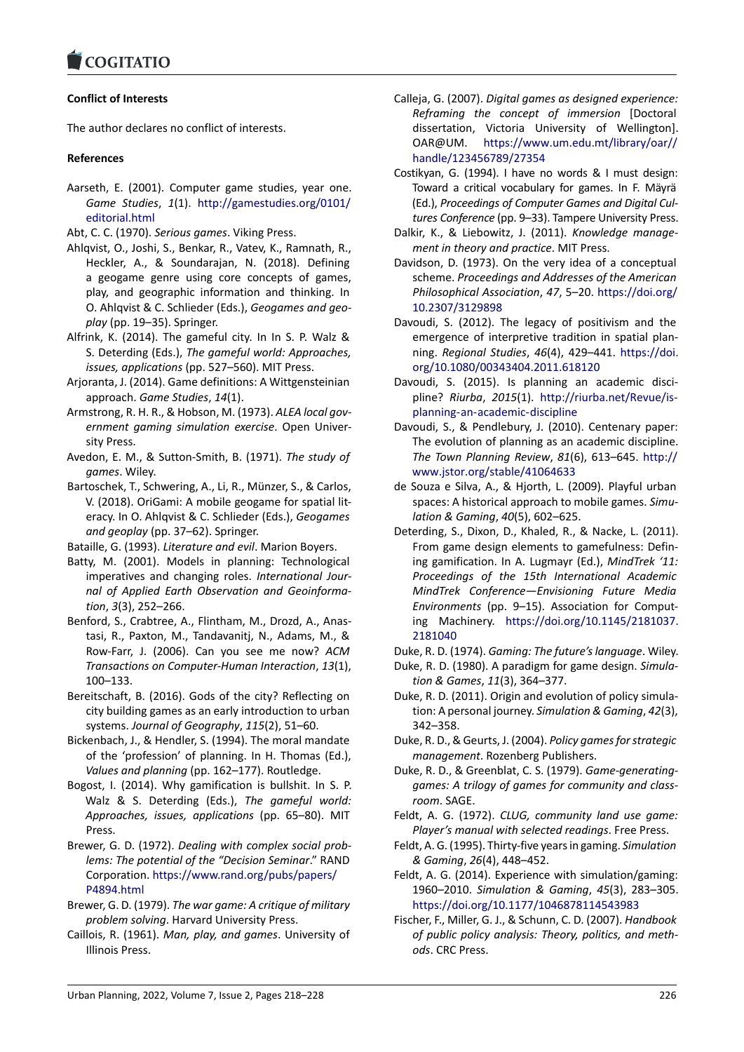**Conflict of Interests**

The author declares no conflict of interests.

**References**

Aarseth, E. (2001). Computer game studies, year one. *Game Studies*, *1*(1). http://gamestudies.org/0101/editorial.html

Abt, C. C. (1970). *Serious games*. Viking Press.

Ahlqvist, O., Joshi, S., Benkar, R., Vatev, K., Ramnath, R., Heckler, A., & Soundarajan, N. (2018). Defining a geogame genre using core concepts of games, play, and geographic information and thinking. In O. Ahlqvist & C. Schlieder (Eds.), *Geogames and geoplay* (pp. 19–35). Springer.

Alfrink, K. (2014). The gameful city. In In S. P. Walz & S. Deterding (Eds.), *The gameful world: Approaches, issues, applications* (pp. 527–560). MIT Press.

Arjoranta, J. (2014). Game definitions: A Wittgensteinian approach. *Game Studies*, *14*(1).

Armstrong, R. H. R., & Hobson, M. (1973). *ALEA local government gaming simulation exercise*. Open University Press.

Avedon, E. M., & Sutton-Smith, B. (1971). *The study of games*. Wiley.

Bartoschek, T., Schwering, A., Li, R., Münzer, S., & Carlos, V. (2018). OriGami: A mobile geogame for spatial literacy. In O. Ahlqvist & C. Schlieder (Eds.), *Geogames and geoplay* (pp. 37–62). Springer.

Bataille, G. (1993). *Literature and evil*. Marion Boyers.

Batty, M. (2001). Models in planning: Technological imperatives and changing roles. *International Journal of Applied Earth Observation and Geoinformation*, *3*(3), 252–266.

Benford, S., Crabtree, A., Flintham, M., Drozd, A., Anastasi, R., Paxton, M., Tandavanitj, N., Adams, M., & Row-Farr, J. (2006). Can you see me now? *ACM Transactions on Computer-Human Interaction*, *13*(1), 100–133.

Bereitschaft, B. (2016). Gods of the city? Reflecting on city building games as an early introduction to urban systems. *Journal of Geography*, *115*(2), 51–60.

Bickenbach, J., & Hendler, S. (1994). The moral mandate of the 'profession' of planning. In H. Thomas (Ed.), *Values and planning* (pp. 162–177). Routledge.

Bogost, I. (2014). Why gamification is bullshit. In S. P. Walz & S. Deterding (Eds.), *The gameful world: Approaches, issues, applications* (pp. 65–80). MIT Press.

Brewer, G. D. (1972). *Dealing with complex social problems: The potential of the "Decision Seminar."* RAND Corporation. https://www.rand.org/pubs/papers/P4894.html

Brewer, G. D. (1979). *The war game: A critique of military problem solving*. Harvard University Press.

Caillois, R. (1961). *Man, play, and games*. University of Illinois Press.

Calleja, G. (2007). *Digital games as designed experience: Reframing the concept of immersion* [Doctoral dissertation, Victoria University of Wellington]. OAR@UM. https://www.um.edu.mt/library/oar//handle/123456789/27354

Costikyan, G. (1994). I have no words & I must design: Toward a critical vocabulary for games. In F. Mäyrä (Ed.), *Proceedings of Computer Games and Digital Cultures Conference* (pp. 9–33). Tampere University Press.

Dalkir, K., & Liebowitz, J. (2011). *Knowledge management in theory and practice*. MIT Press.

Davidson, D. (1973). On the very idea of a conceptual scheme. *Proceedings and Addresses of the American Philosophical Association*, *47*, 5–20. https://doi.org/10.2307/3129898

Davoudi, S. (2012). The legacy of positivism and the emergence of interpretive tradition in spatial planning. *Regional Studies*, *46*(4), 429–441. https://doi.org/10.1080/00343404.2011.618120

Davoudi, S. (2015). Is planning an academic discipline? *Riurba*, *2015*(1). http://riurba.net/Revue/is-planning-an-academic-discipline

Davoudi, S., & Pendlebury, J. (2010). Centenary paper: The evolution of planning as an academic discipline. *The Town Planning Review*, *81*(6), 613–645. http://www.jstor.org/stable/41064633

de Souza e Silva, A., & Hjorth, L. (2009). Playful urban spaces: A historical approach to mobile games. *Simulation & Gaming*, *40*(5), 602–625.

Deterding, S., Dixon, D., Khaled, R., & Nacke, L. (2011). From game design elements to gamefulness: Defining gamification. In A. Lugmayr (Ed.), *MindTrek '11: Proceedings of the 15th International Academic MindTrek Conference—Envisioning Future Media Environments* (pp. 9–15). Association for Computing Machinery. https://doi.org/10.1145/2181037.2181040

Duke, R. D. (1974). *Gaming: The future's language*. Wiley.

Duke, R. D. (1980). A paradigm for game design. *Simulation & Games*, *11*(3), 364–377.

Duke, R. D. (2011). Origin and evolution of policy simulation: A personal journey. *Simulation & Gaming*, *42*(3), 342–358.

Duke, R. D., & Geurts, J. (2004). *Policy games for strategic management*. Rozenberg Publishers.

Duke, R. D., & Greenblat, C. S. (1979). *Game-generating-games: A trilogy of games for community and classroom*. SAGE.

Feldt, A. G. (1972). *CLUG, community land use game: Player's manual with selected readings*. Free Press.

Feldt, A. G. (1995). Thirty-five years in gaming. *Simulation & Gaming*, *26*(4), 448–452.

Feldt, A. G. (2014). Experience with simulation/gaming: 1960–2010. *Simulation & Gaming*, *45*(3), 283–305. https://doi.org/10.1177/1046878114543983

Fischer, F., Miller, G. J., & Schunn, C. D. (2007). *Handbook of public policy analysis: Theory, politics, and methods*. CRC Press.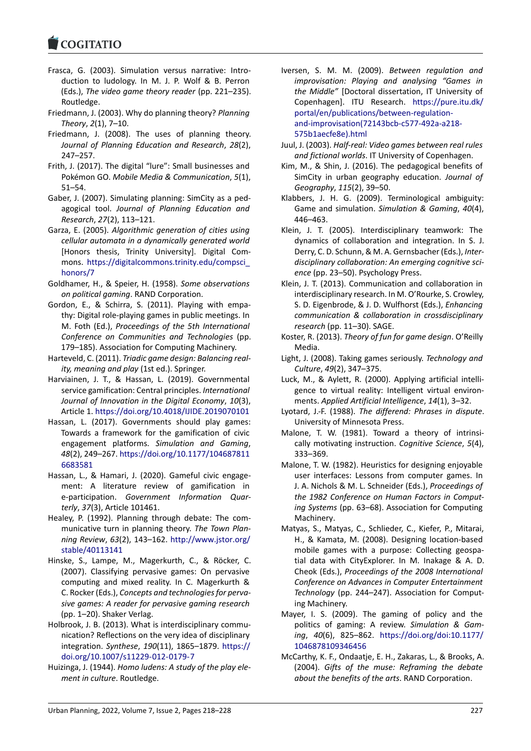Frasca, G. (2003). Simulation versus narrative: Introduction to ludology. In M. J. P. Wolf & B. Perron (Eds.), *The video game theory reader* (pp. 221–235). Routledge.

Friedmann, J. (2003). Why do planning theory? *Planning Theory*, *2*(1), 7–10.

Friedmann, J. (2008). The uses of planning theory. *Journal of Planning Education and Research*, *28*(2), 247–257.

Frith, J. (2017). The digital "lure": Small businesses and Pokémon GO. *Mobile Media & Communication*, *5*(1), 51–54.

Gaber, J. (2007). Simulating planning: SimCity as a pedagogical tool. *Journal of Planning Education and Research*, *27*(2), 113–121.

Garza, E. (2005). *Algorithmic generation of cities using cellular automata in a dynamically generated world* [Honors thesis, Trinity University]. Digital Commons. https://digitalcommons.trinity.edu/compsci_honors/7

Goldhamer, H., & Speier, H. (1958). *Some observations on political gaming*. RAND Corporation.

Gordon, E., & Schirra, S. (2011). Playing with empathy: Digital role-playing games in public meetings. In M. Foth (Ed.), *Proceedings of the 5th International Conference on Communities and Technologies* (pp. 179–185). Association for Computing Machinery.

Harteveld, C. (2011). *Triadic game design: Balancing reality, meaning and play* (1st ed.). Springer.

Harviainen, J. T., & Hassan, L. (2019). Governmental service gamification: Central principles. *International Journal of Innovation in the Digital Economy*, *10*(3), Article 1. https://doi.org/10.4018/IJIDE.2019070101

Hassan, L. (2017). Governments should play games: Towards a framework for the gamification of civic engagement platforms. *Simulation and Gaming*, *48*(2), 249–267. https://doi.org/10.1177/1046878116683581

Hassan, L., & Hamari, J. (2020). Gameful civic engagement: A literature review of gamification in e-participation. *Government Information Quarterly*, *37*(3), Article 101461.

Healey, P. (1992). Planning through debate: The communicative turn in planning theory. *The Town Planning Review*, *63*(2), 143–162. http://www.jstor.org/stable/40113141

Hinske, S., Lampe, M., Magerkurth, C., & Röcker, C. (2007). Classifying pervasive games: On pervasive computing and mixed reality. In C. Magerkurth & C. Rocker (Eds.), *Concepts and technologies for pervasive games: A reader for pervasive gaming research* (pp. 1–20). Shaker Verlag.

Holbrook, J. B. (2013). What is interdisciplinary communication? Reflections on the very idea of disciplinary integration. *Synthese*, *190*(11), 1865–1879. https://doi.org/10.1007/s11229-012-0179-7

Huizinga, J. (1944). *Homo ludens: A study of the play element in culture*. Routledge.

Iversen, S. M. M. (2009). *Between regulation and improvisation: Playing and analysing "Games in the Middle"* [Doctoral dissertation, IT University of Copenhagen]. ITU Research. https://pure.itu.dk/portal/en/publications/between-regulation-and-improvisation(72143bcb-c577-492a-a218-575b1aecfe8e).html

Juul, J. (2003). *Half-real: Video games between real rules and fictional worlds*. IT University of Copenhagen.

Kim, M., & Shin, J. (2016). The pedagogical benefits of SimCity in urban geography education. *Journal of Geography*, *115*(2), 39–50.

Klabbers, J. H. G. (2009). Terminological ambiguity: Game and simulation. *Simulation & Gaming*, *40*(4), 446–463.

Klein, J. T. (2005). Interdisciplinary teamwork: The dynamics of collaboration and integration. In S. J. Derry, C. D. Schunn, & M. A. Gernsbacher (Eds.), *Interdisciplinary collaboration: An emerging cognitive science* (pp. 23–50). Psychology Press.

Klein, J. T. (2013). Communication and collaboration in interdisciplinary research. In M. O'Rourke, S. Crowley, S. D. Eigenbrode, & J. D. Wulfhorst (Eds.), *Enhancing communication & collaboration in crossdisciplinary research* (pp. 11–30). SAGE.

Koster, R. (2013). *Theory of fun for game design*. O'Reilly Media.

Light, J. (2008). Taking games seriously. *Technology and Culture*, *49*(2), 347–375.

Luck, M., & Aylett, R. (2000). Applying artificial intelligence to virtual reality: Intelligent virtual environments. *Applied Artificial Intelligence*, *14*(1), 3–32.

Lyotard, J.-F. (1988). *The differend: Phrases in dispute*. University of Minnesota Press.

Malone, T. W. (1981). Toward a theory of intrinsically motivating instruction. *Cognitive Science*, *5*(4), 333–369.

Malone, T. W. (1982). Heuristics for designing enjoyable user interfaces: Lessons from computer games. In J. A. Nichols & M. L. Schneider (Eds.), *Proceedings of the 1982 Conference on Human Factors in Computing Systems* (pp. 63–68). Association for Computing Machinery.

Matyas, S., Matyas, C., Schlieder, C., Kiefer, P., Mitarai, H., & Kamata, M. (2008). Designing location-based mobile games with a purpose: Collecting geospatial data with CityExplorer. In M. Inakage & A. D. Cheok (Eds.), *Proceedings of the 2008 International Conference on Advances in Computer Entertainment Technology* (pp. 244–247). Association for Computing Machinery.

Mayer, I. S. (2009). The gaming of policy and the politics of gaming: A review. *Simulation & Gaming*, *40*(6), 825–862. https://doi.org/doi:10.1177/1046878109346456

McCarthy, K. F., Ondaatje, E. H., Zakaras, L., & Brooks, A. (2004). *Gifts of the muse: Reframing the debate about the benefits of the arts*. RAND Corporation.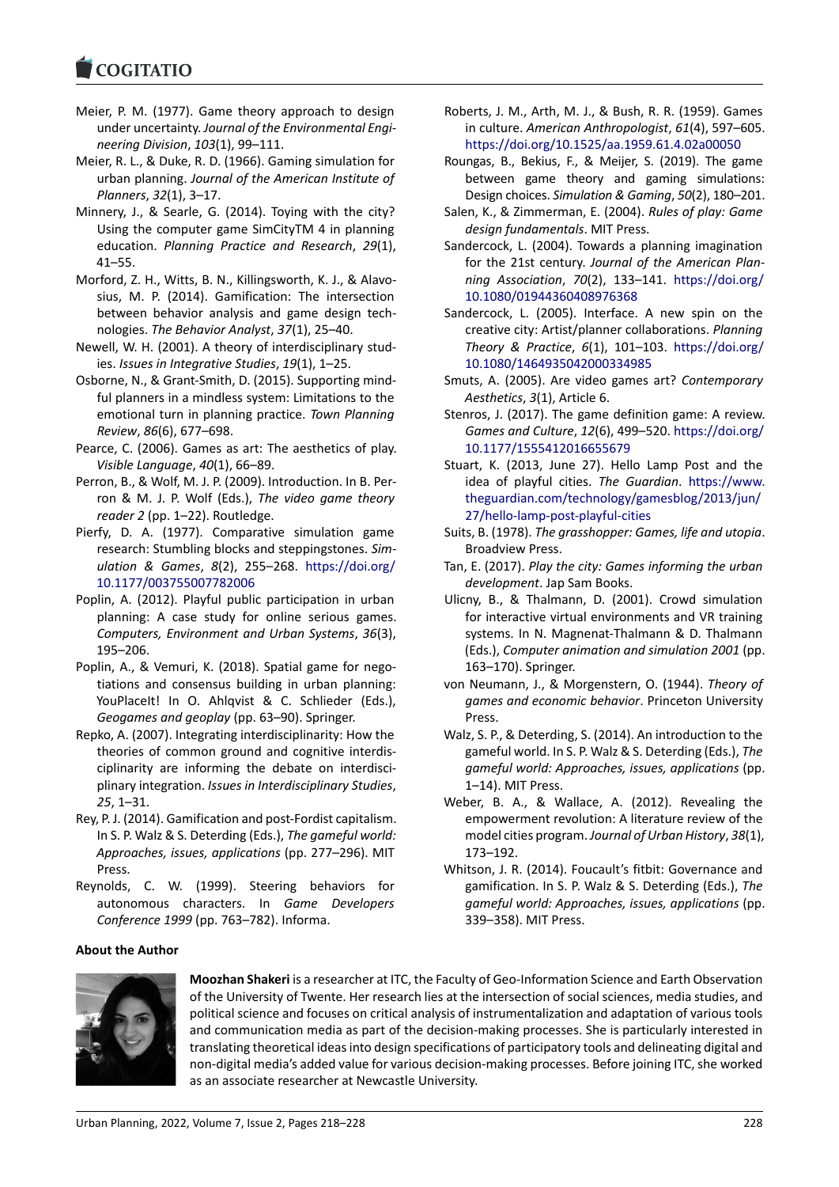Meier, P. M. (1977). Game theory approach to design under uncertainty. *Journal of the Environmental Engineering Division*, *103*(1), 99–111.

Meier, R. L., & Duke, R. D. (1966). Gaming simulation for urban planning. *Journal of the American Institute of Planners*, *32*(1), 3–17.

Minnery, J., & Searle, G. (2014). Toying with the city? Using the computer game SimCityTM 4 in planning education. *Planning Practice and Research*, *29*(1), 41–55.

Morford, Z. H., Witts, B. N., Killingsworth, K. J., & Alavosius, M. P. (2014). Gamification: The intersection between behavior analysis and game design technologies. *The Behavior Analyst*, *37*(1), 25–40.

Newell, W. H. (2001). A theory of interdisciplinary studies. *Issues in Integrative Studies*, *19*(1), 1–25.

Osborne, N., & Grant-Smith, D. (2015). Supporting mindful planners in a mindless system: Limitations to the emotional turn in planning practice. *Town Planning Review*, *86*(6), 677–698.

Pearce, C. (2006). Games as art: The aesthetics of play. *Visible Language*, *40*(1), 66–89.

Perron, B., & Wolf, M. J. P. (2009). Introduction. In B. Perron & M. J. P. Wolf (Eds.), *The video game theory reader 2* (pp. 1–22). Routledge.

Pierfy, D. A. (1977). Comparative simulation game research: Stumbling blocks and steppingstones. *Simulation & Games*, *8*(2), 255–268. https://doi.org/10.1177/003755007782006

Poplin, A. (2012). Playful public participation in urban planning: A case study for online serious games. *Computers, Environment and Urban Systems*, *36*(3), 195–206.

Poplin, A., & Vemuri, K. (2018). Spatial game for negotiations and consensus building in urban planning: YouPlaceIt! In O. Ahlqvist & C. Schlieder (Eds.), *Geogames and geoplay* (pp. 63–90). Springer.

Repko, A. (2007). Integrating interdisciplinarity: How the theories of common ground and cognitive interdisciplinarity are informing the debate on interdisciplinary integration. *Issues in Interdisciplinary Studies*, *25*, 1–31.

Rey, P. J. (2014). Gamification and post-Fordist capitalism. In S. P. Walz & S. Deterding (Eds.), *The gameful world: Approaches, issues, applications* (pp. 277–296). MIT Press.

Reynolds, C. W. (1999). Steering behaviors for autonomous characters. In *Game Developers Conference 1999* (pp. 763–782). Informa.

Roberts, J. M., Arth, M. J., & Bush, R. R. (1959). Games in culture. *American Anthropologist*, *61*(4), 597–605. https://doi.org/10.1525/aa.1959.61.4.02a00050

Roungas, B., Bekius, F., & Meijer, S. (2019). The game between game theory and gaming simulations: Design choices. *Simulation & Gaming*, *50*(2), 180–201.

Salen, K., & Zimmerman, E. (2004). *Rules of play: Game design fundamentals*. MIT Press.

Sandercock, L. (2004). Towards a planning imagination for the 21st century. *Journal of the American Planning Association*, *70*(2), 133–141. https://doi.org/10.1080/01944360408976368

Sandercock, L. (2005). Interface. A new spin on the creative city: Artist/planner collaborations. *Planning Theory & Practice*, *6*(1), 101–103. https://doi.org/10.1080/1464935042000334985

Smuts, A. (2005). Are video games art? *Contemporary Aesthetics*, *3*(1), Article 6.

Stenros, J. (2017). The game definition game: A review. *Games and Culture*, *12*(6), 499–520. https://doi.org/10.1177/1555412016655679

Stuart, K. (2013, June 27). Hello Lamp Post and the idea of playful cities. *The Guardian*. https://www.theguardian.com/technology/gamesblog/2013/jun/27/hello-lamp-post-playful-cities

Suits, B. (1978). *The grasshopper: Games, life and utopia*. Broadview Press.

Tan, E. (2017). *Play the city: Games informing the urban development*. Jap Sam Books.

Ulicny, B., & Thalmann, D. (2001). Crowd simulation for interactive virtual environments and VR training systems. In N. Magnenat-Thalmann & D. Thalmann (Eds.), *Computer animation and simulation 2001* (pp. 163–170). Springer.

von Neumann, J., & Morgenstern, O. (1944). *Theory of games and economic behavior*. Princeton University Press.

Walz, S. P., & Deterding, S. (2014). An introduction to the gameful world. In S. P. Walz & S. Deterding (Eds.), *The gameful world: Approaches, issues, applications* (pp. 1–14). MIT Press.

Weber, B. A., & Wallace, A. (2012). Revealing the empowerment revolution: A literature review of the model cities program. *Journal of Urban History*, *38*(1), 173–192.

Whitson, J. R. (2014). Foucault's fitbit: Governance and gamification. In S. P. Walz & S. Deterding (Eds.), *The gameful world: Approaches, issues, applications* (pp. 339–358). MIT Press.

## About the Author

**Moozhan Shakeri** is a researcher at ITC, the Faculty of Geo-Information Science and Earth Observation of the University of Twente. Her research lies at the intersection of social sciences, media studies, and political science and focuses on critical analysis of instrumentalization and adaptation of various tools and communication media as part of the decision-making processes. She is particularly interested in translating theoretical ideas into design specifications of participatory tools and delineating digital and non-digital media's added value for various decision-making processes. Before joining ITC, she worked as an associate researcher at Newcastle University.